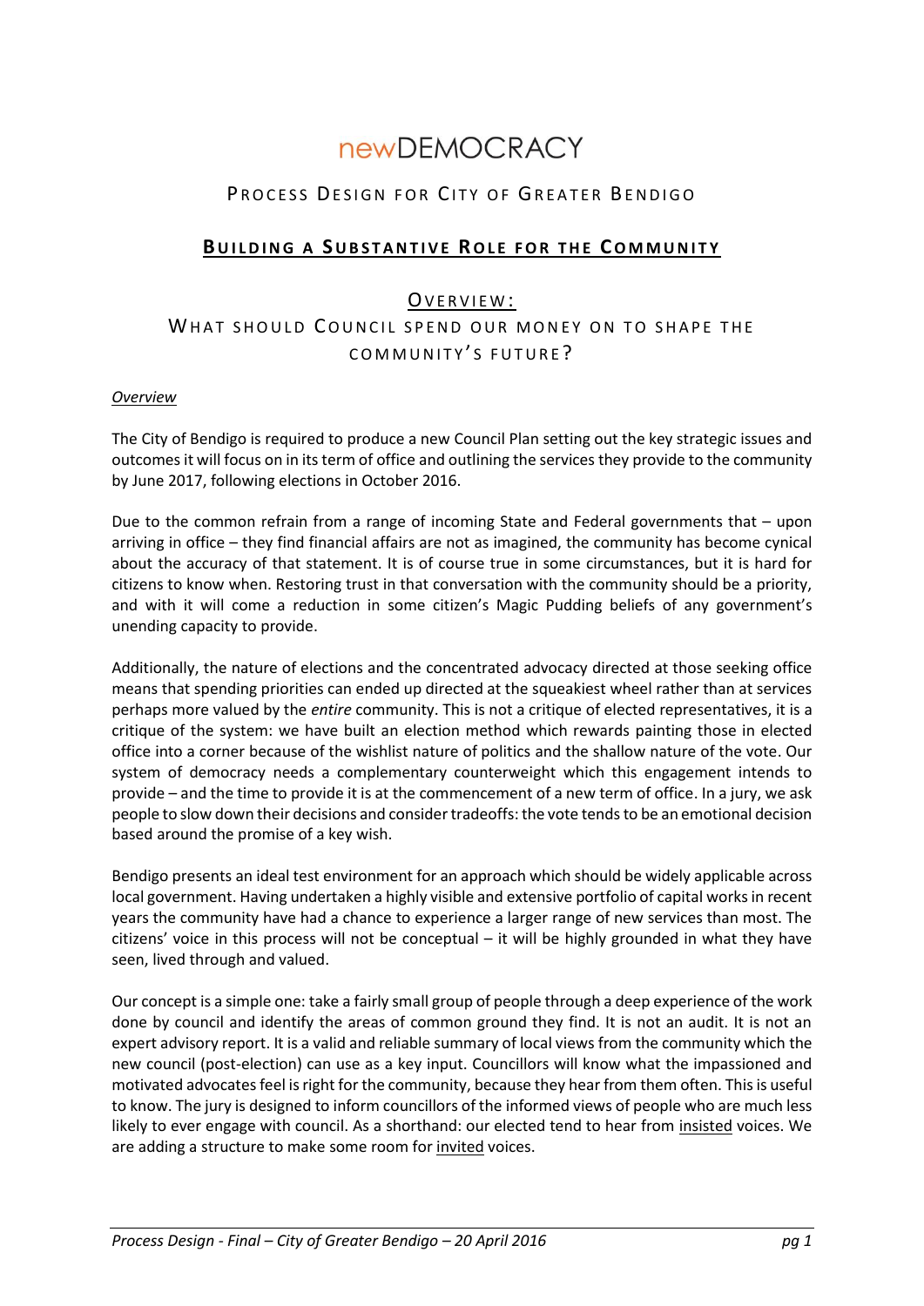# newDEMOCRACY

## PROCESS DESIGN FOR CITY OF GREATER BENDIGO

## BUILDING A SUBSTANTIVE ROLE FOR THE COMMUNITY

### OVERVIEW:

### WHAT SHOULD COUNCIL SPEND OUR MONEY ON TO SHAPE THE COMMUNITY'S FUTURE?

*Overview*

The City of Bendigo is required to produce a new Council Plan setting out the key strategic issues and outcomes it will focus on in its term of office and outlining the services they provide to the community by June 2017, following elections in October 2016.

Due to the common refrain from a range of incoming State and Federal governments that – upon arriving in office – they find financial affairs are not as imagined, the community has become cynical about the accuracy of that statement. It is of course true in some circumstances, but it is hard for citizens to know when. Restoring trust in that conversation with the community should be a priority, and with it will come a reduction in some citizen's Magic Pudding beliefs of any government's unending capacity to provide.

Additionally, the nature of elections and the concentrated advocacy directed at those seeking office means that spending priorities can ended up directed at the squeakiest wheel rather than at services perhaps more valued by the *entire* community. This is not a critique of elected representatives, it is a critique of the system: we have built an election method which rewards painting those in elected office into a corner because of the wishlist nature of politics and the shallow nature of the vote. Our system of democracy needs a complementary counterweight which this engagement intends to provide – and the time to provide it is at the commencement of a new term of office. In a jury, we ask people to slow down their decisions and consider tradeoffs: the vote tends to be an emotional decision based around the promise of a key wish.

Bendigo presents an ideal test environment for an approach which should be widely applicable across local government. Having undertaken a highly visible and extensive portfolio of capital works in recent years the community have had a chance to experience a larger range of new services than most. The citizens' voice in this process will not be conceptual – it will be highly grounded in what they have seen, lived through and valued.

Our concept is a simple one: take a fairly small group of people through a deep experience of the work done by council and identify the areas of common ground they find. It is not an audit. It is not an expert advisory report. It is a valid and reliable summary of local views from the community which the new council (post-election) can use as a key input. Councillors will know what the impassioned and motivated advocates feel is right for the community, because they hear from them often. This is useful to know. The jury is designed to inform councillors of the informed views of people who are much less likely to ever engage with council. As a shorthand: our elected tend to hear from insisted voices. We are adding a structure to make some room for invited voices.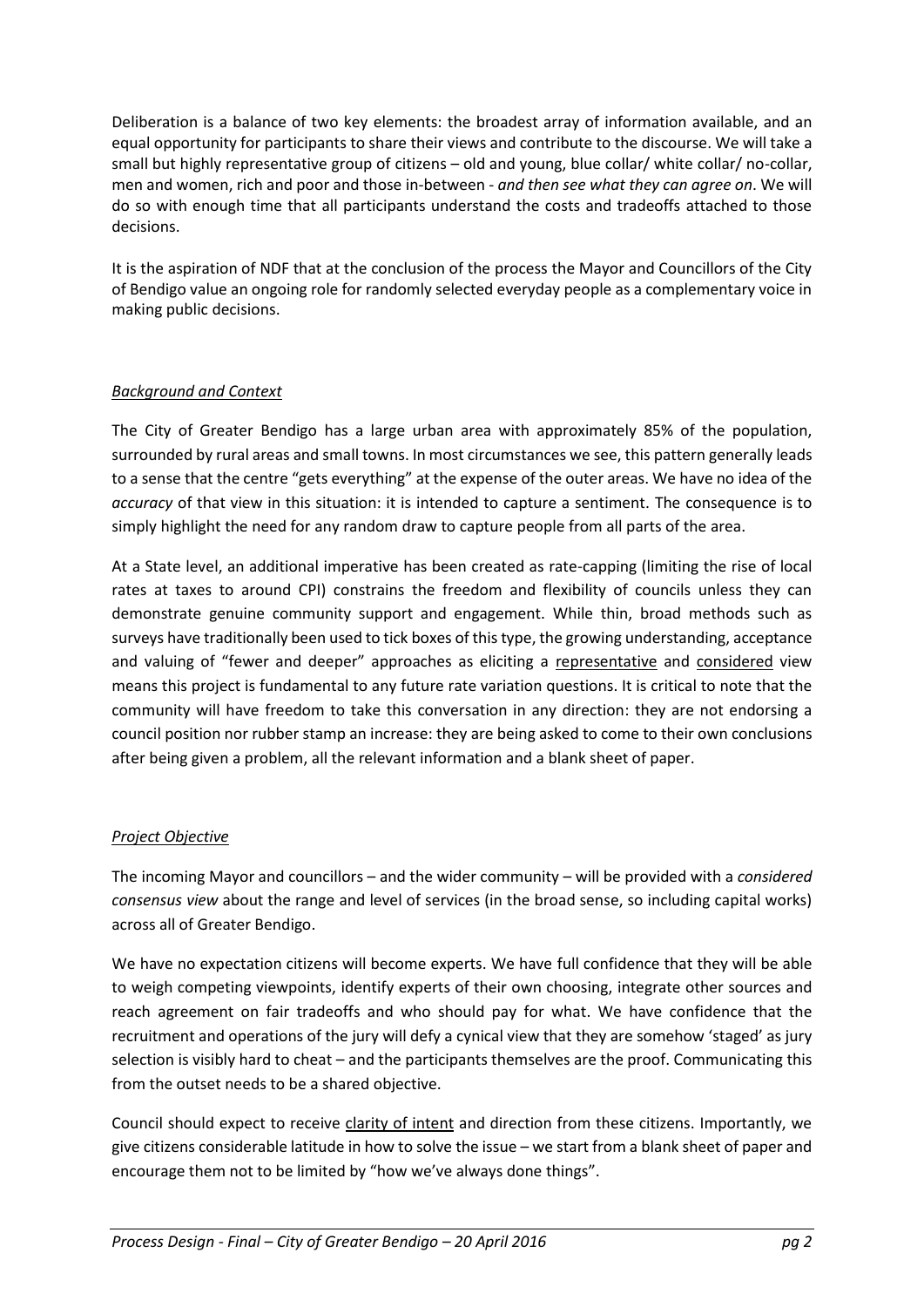Deliberation is a balance of two key elements: the broadest array of information available, and an equal opportunity for participants to share their views and contribute to the discourse. We will take a small but highly representative group of citizens – old and young, blue collar/ white collar/ no-collar, men and women, rich and poor and those in-between - *and then see what they can agree on*. We will do so with enough time that all participants understand the costs and tradeoffs attached to those decisions.

It is the aspiration of NDF that at the conclusion of the process the Mayor and Councillors of the City of Bendigo value an ongoing role for randomly selected everyday people as a complementary voice in making public decisions.

## *Background and Context*

The City of Greater Bendigo has a large urban area with approximately 85% of the population, surrounded by rural areas and small towns. In most circumstances we see, this pattern generally leads to a sense that the centre "gets everything" at the expense of the outer areas. We have no idea of the *accuracy* of that view in this situation: it is intended to capture a sentiment. The consequence is to simply highlight the need for any random draw to capture people from all parts of the area.

At a State level, an additional imperative has been created as rate-capping (limiting the rise of local rates at taxes to around CPI) constrains the freedom and flexibility of councils unless they can demonstrate genuine community support and engagement. While thin, broad methods such as surveys have traditionally been used to tick boxes of this type, the growing understanding, acceptance and valuing of "fewer and deeper" approaches as eliciting a representative and considered view means this project is fundamental to any future rate variation questions. It is critical to note that the community will have freedom to take this conversation in any direction: they are not endorsing a council position nor rubber stamp an increase: they are being asked to come to their own conclusions after being given a problem, all the relevant information and a blank sheet of paper.

## *Project Objective*

The incoming Mayor and councillors – and the wider community – will be provided with a *considered consensus view* about the range and level of services (in the broad sense, so including capital works) across all of Greater Bendigo.

We have no expectation citizens will become experts. We have full confidence that they will be able to weigh competing viewpoints, identify experts of their own choosing, integrate other sources and reach agreement on fair tradeoffs and who should pay for what. We have confidence that the recruitment and operations of the jury will defy a cynical view that they are somehow 'staged' as jury selection is visibly hard to cheat – and the participants themselves are the proof. Communicating this from the outset needs to be a shared objective.

Council should expect to receive clarity of intent and direction from these citizens. Importantly, we give citizens considerable latitude in how to solve the issue – we start from a blank sheet of paper and encourage them not to be limited by "how we've always done things".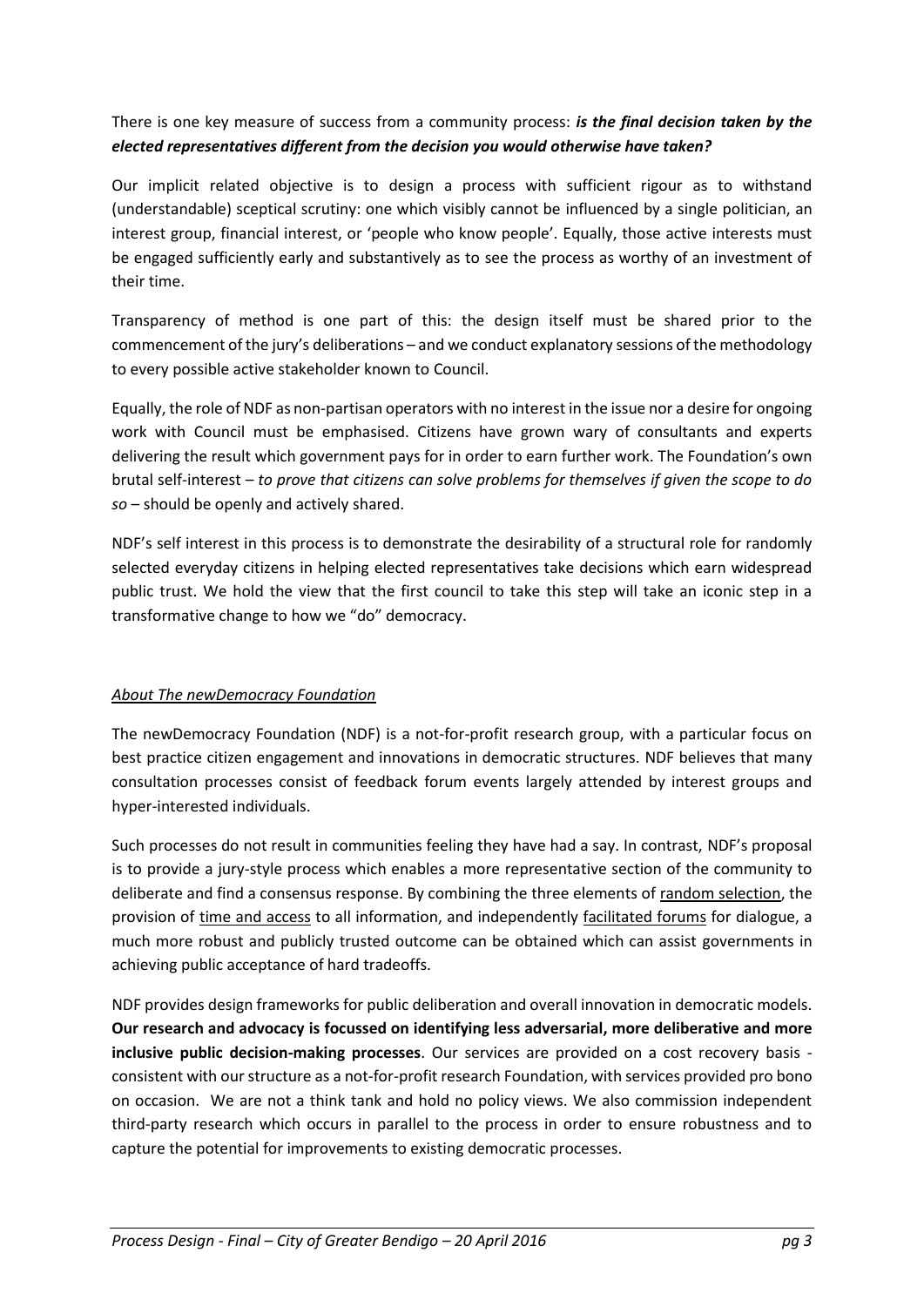There is one key measure of success from a community process: ***is the final decision taken by the elected representatives different from the decision you would otherwise have taken?***

Our implicit related objective is to design a process with sufficient rigour as to withstand (understandable) sceptical scrutiny: one which visibly cannot be influenced by a single politician, an interest group, financial interest, or 'people who know people'. Equally, those active interests must be engaged sufficiently early and substantively as to see the process as worthy of an investment of their time.

Transparency of method is one part of this: the design itself must be shared prior to the commencement of the jury's deliberations – and we conduct explanatory sessions of the methodology to every possible active stakeholder known to Council.

Equally, the role of NDF as non-partisan operators with no interest in the issue nor a desire for ongoing work with Council must be emphasised. Citizens have grown wary of consultants and experts delivering the result which government pays for in order to earn further work. The Foundation's own brutal self-interest – *to prove that citizens can solve problems for themselves if given the scope to do so* – should be openly and actively shared.

NDF's self interest in this process is to demonstrate the desirability of a structural role for randomly selected everyday citizens in helping elected representatives take decisions which earn widespread public trust. We hold the view that the first council to take this step will take an iconic step in a transformative change to how we "do" democracy.

*About The newDemocracy Foundation*

The newDemocracy Foundation (NDF) is a not-for-profit research group, with a particular focus on best practice citizen engagement and innovations in democratic structures. NDF believes that many consultation processes consist of feedback forum events largely attended by interest groups and hyper-interested individuals.

Such processes do not result in communities feeling they have had a say. In contrast, NDF's proposal is to provide a jury-style process which enables a more representative section of the community to deliberate and find a consensus response. By combining the three elements of random selection, the provision of time and access to all information, and independently facilitated forums for dialogue, a much more robust and publicly trusted outcome can be obtained which can assist governments in achieving public acceptance of hard tradeoffs.

NDF provides design frameworks for public deliberation and overall innovation in democratic models. **Our research and advocacy is focussed on identifying less adversarial, more deliberative and more inclusive public decision-making processes**. Our services are provided on a cost recovery basis - consistent with our structure as a not-for-profit research Foundation, with services provided pro bono on occasion. We are not a think tank and hold no policy views. We also commission independent third-party research which occurs in parallel to the process in order to ensure robustness and to capture the potential for improvements to existing democratic processes.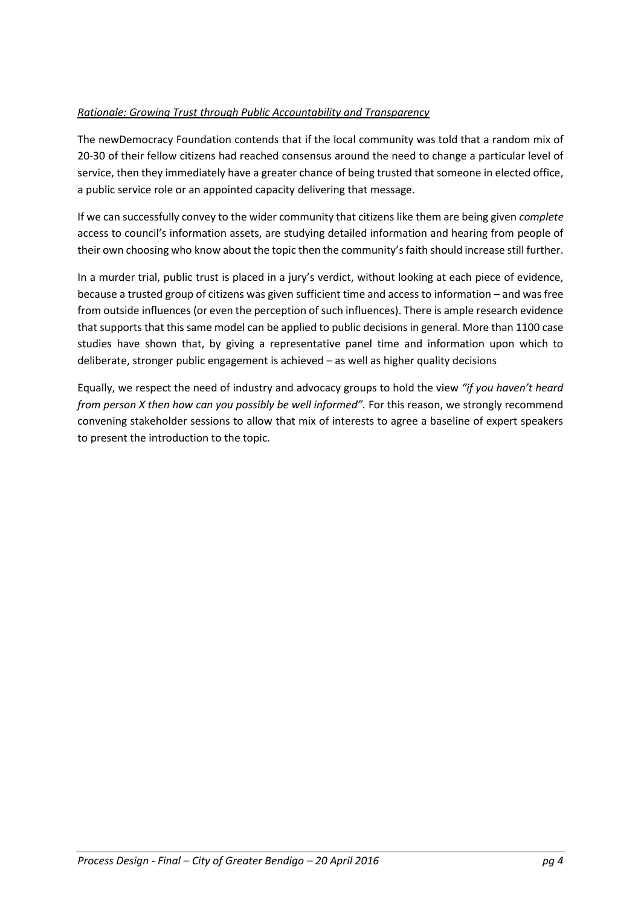*Rationale: Growing Trust through Public Accountability and Transparency*

The newDemocracy Foundation contends that if the local community was told that a random mix of 20-30 of their fellow citizens had reached consensus around the need to change a particular level of service, then they immediately have a greater chance of being trusted that someone in elected office, a public service role or an appointed capacity delivering that message.

If we can successfully convey to the wider community that citizens like them are being given *complete* access to council's information assets, are studying detailed information and hearing from people of their own choosing who know about the topic then the community's faith should increase still further.

In a murder trial, public trust is placed in a jury's verdict, without looking at each piece of evidence, because a trusted group of citizens was given sufficient time and access to information – and was free from outside influences (or even the perception of such influences). There is ample research evidence that supports that this same model can be applied to public decisions in general. More than 1100 case studies have shown that, by giving a representative panel time and information upon which to deliberate, stronger public engagement is achieved – as well as higher quality decisions

Equally, we respect the need of industry and advocacy groups to hold the view *"if you haven't heard from person X then how can you possibly be well informed".* For this reason, we strongly recommend convening stakeholder sessions to allow that mix of interests to agree a baseline of expert speakers to present the introduction to the topic.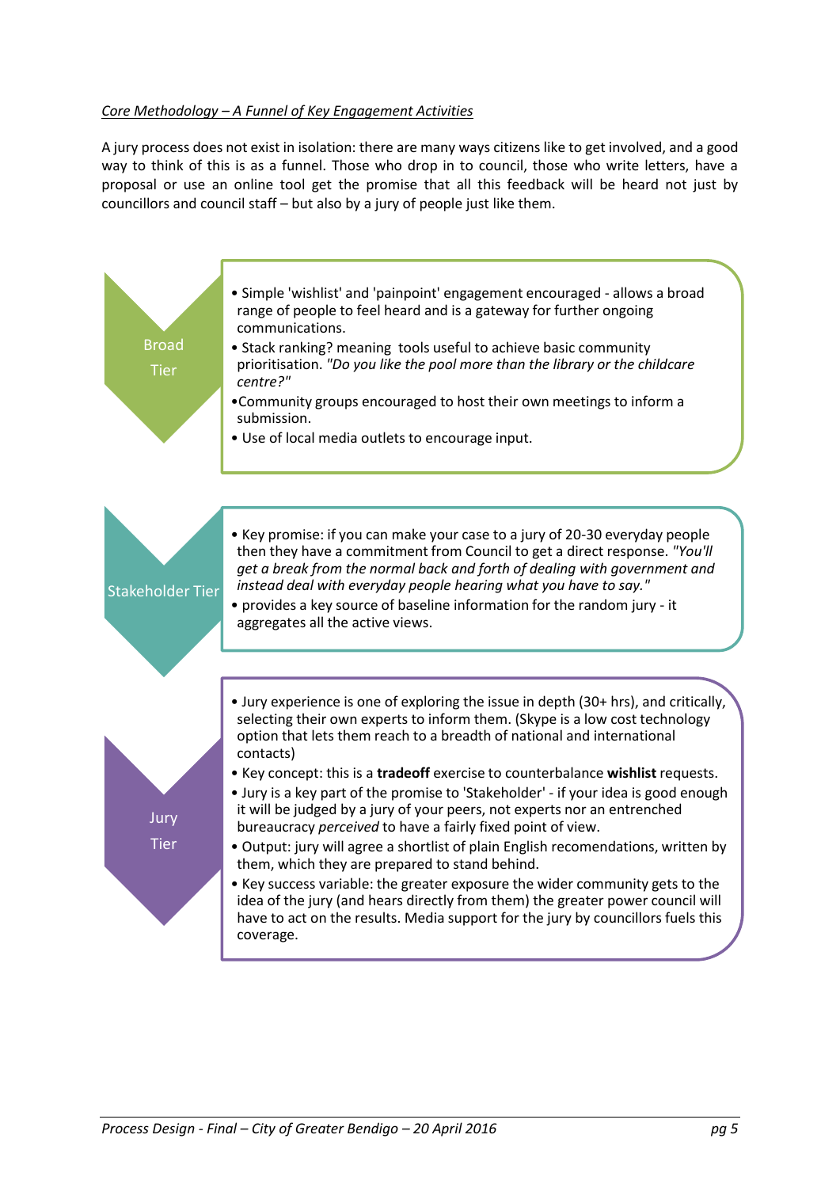*Core Methodology – A Funnel of Key Engagement Activities*

A jury process does not exist in isolation: there are many ways citizens like to get involved, and a good way to think of this is as a funnel. Those who drop in to council, those who write letters, have a proposal or use an online tool get the promise that all this feedback will be heard not just by councillors and council staff – but also by a jury of people just like them.

**Broad Tier**

- Simple 'wishlist' and 'painpoint' engagement encouraged - allows a broad range of people to feel heard and is a gateway for further ongoing communications.
- Stack ranking? meaning tools useful to achieve basic community prioritisation. *"Do you like the pool more than the library or the childcare centre?"*
- Community groups encouraged to host their own meetings to inform a submission.
- Use of local media outlets to encourage input.

**Stakeholder Tier**

- Key promise: if you can make your case to a jury of 20-30 everyday people then they have a commitment from Council to get a direct response. *"You'll get a break from the normal back and forth of dealing with government and instead deal with everyday people hearing what you have to say."*
- provides a key source of baseline information for the random jury - it aggregates all the active views.

**Jury Tier**

- Jury experience is one of exploring the issue in depth (30+ hrs), and critically, selecting their own experts to inform them. (Skype is a low cost technology option that lets them reach to a breadth of national and international contacts)
- Key concept: this is a **tradeoff** exercise to counterbalance **wishlist** requests.
- Jury is a key part of the promise to 'Stakeholder' - if your idea is good enough it will be judged by a jury of your peers, not experts nor an entrenched bureaucracy *perceived* to have a fairly fixed point of view.
- Output: jury will agree a shortlist of plain English recomendations, written by them, which they are prepared to stand behind.
- Key success variable: the greater exposure the wider community gets to the idea of the jury (and hears directly from them) the greater power council will have to act on the results. Media support for the jury by councillors fuels this coverage.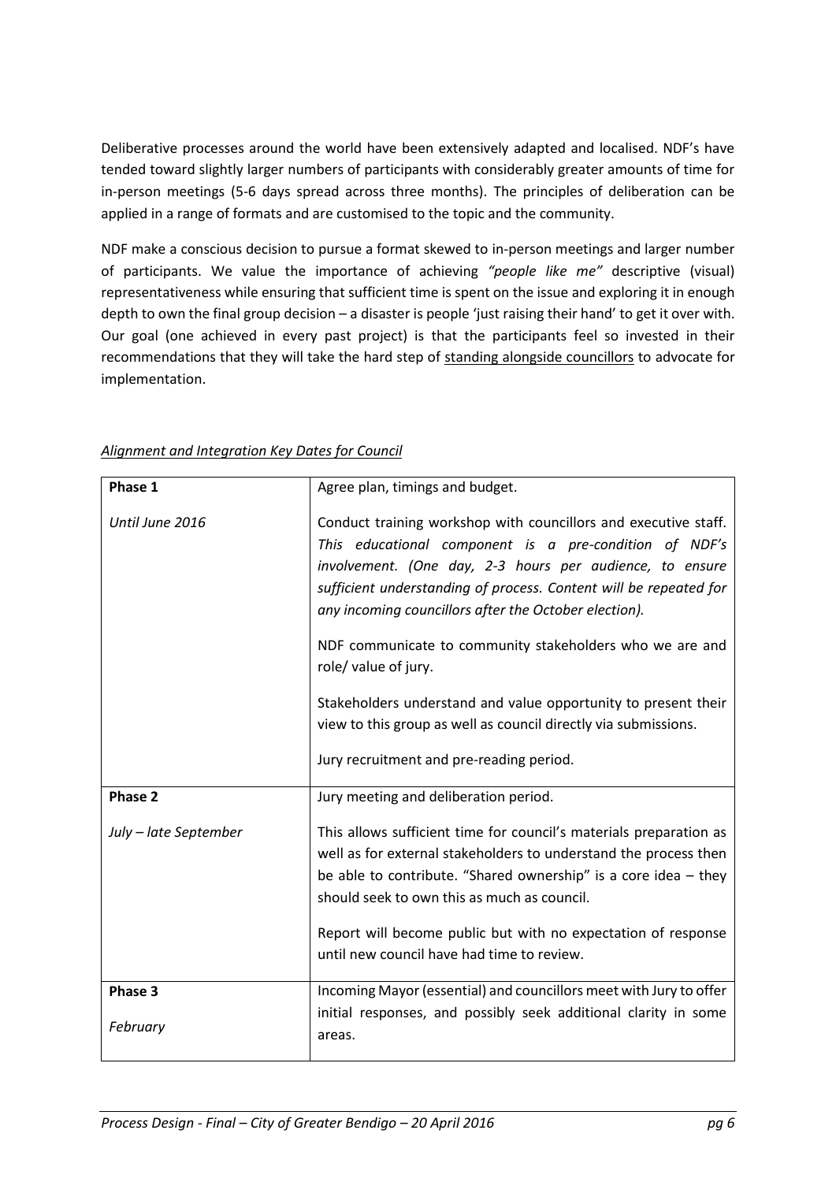Deliberative processes around the world have been extensively adapted and localised. NDF's have tended toward slightly larger numbers of participants with considerably greater amounts of time for in-person meetings (5-6 days spread across three months). The principles of deliberation can be applied in a range of formats and are customised to the topic and the community.

NDF make a conscious decision to pursue a format skewed to in-person meetings and larger number of participants. We value the importance of achieving *"people like me"* descriptive (visual) representativeness while ensuring that sufficient time is spent on the issue and exploring it in enough depth to own the final group decision – a disaster is people 'just raising their hand' to get it over with. Our goal (one achieved in every past project) is that the participants feel so invested in their recommendations that they will take the hard step of <u>standing alongside councillors</u> to advocate for implementation.

*<u>Alignment and Integration Key Dates for Council</u>*

| **Phase 1**<br><br>*Until June 2016* | Agree plan, timings and budget.<br><br>Conduct training workshop with councillors and executive staff. *This educational component is a pre-condition of NDF's involvement. (One day, 2-3 hours per audience, to ensure sufficient understanding of process. Content will be repeated for any incoming councillors after the October election).*<br><br>NDF communicate to community stakeholders who we are and role/ value of jury.<br><br>Stakeholders understand and value opportunity to present their view to this group as well as council directly via submissions.<br><br>Jury recruitment and pre-reading period. |
|---|---|
| **Phase 2**<br><br>*July – late September* | Jury meeting and deliberation period.<br><br>This allows sufficient time for council's materials preparation as well as for external stakeholders to understand the process then be able to contribute. "Shared ownership" is a core idea – they should seek to own this as much as council.<br><br>Report will become public but with no expectation of response until new council have had time to review. |
| **Phase 3**<br><br>*February* | Incoming Mayor (essential) and councillors meet with Jury to offer initial responses, and possibly seek additional clarity in some areas. |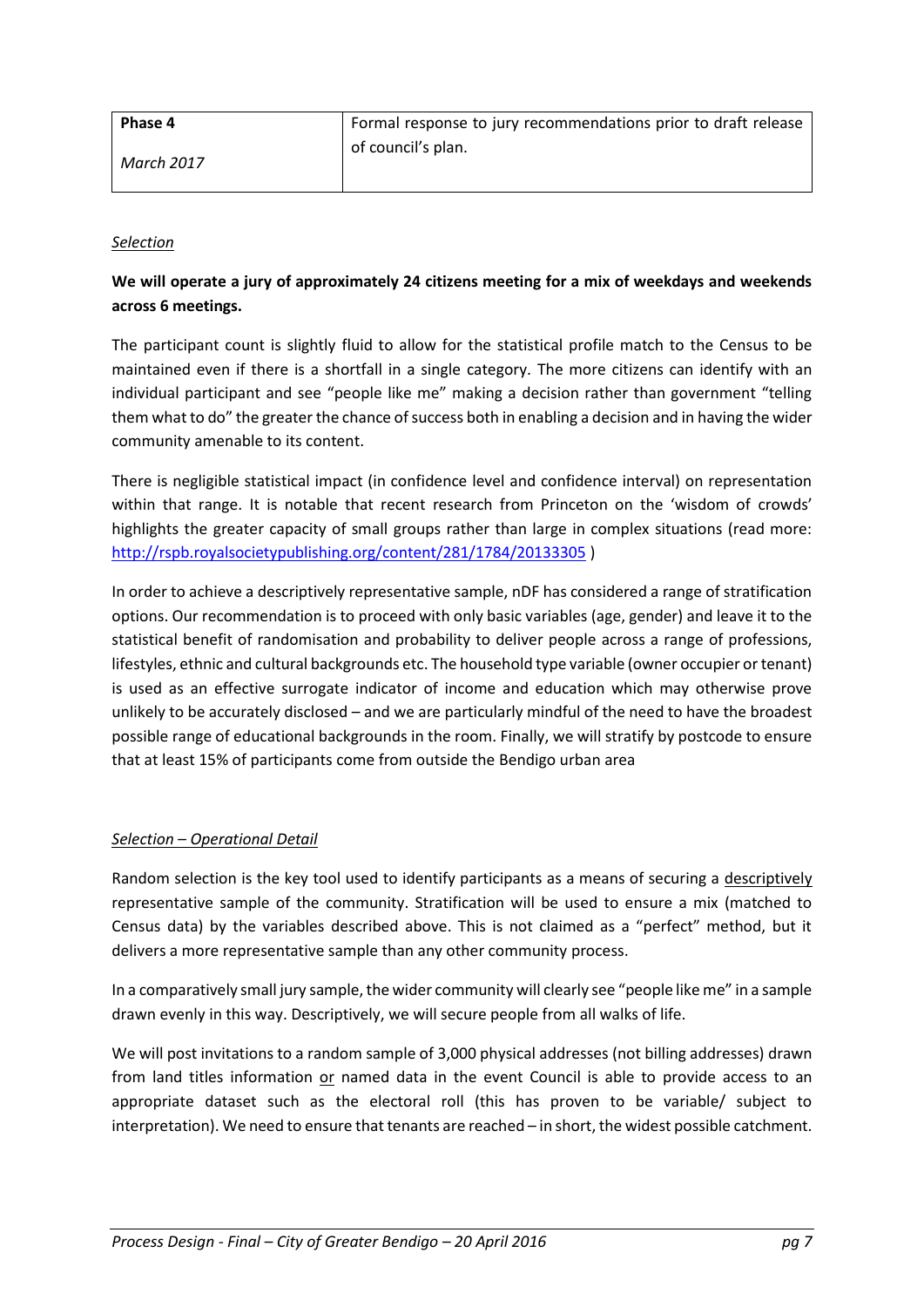| **Phase 4**<br><br>*March 2017* | Formal response to jury recommendations prior to draft release of council's plan. |
|---|---|

*Selection*

**We will operate a jury of approximately 24 citizens meeting for a mix of weekdays and weekends across 6 meetings.**

The participant count is slightly fluid to allow for the statistical profile match to the Census to be maintained even if there is a shortfall in a single category. The more citizens can identify with an individual participant and see "people like me" making a decision rather than government "telling them what to do" the greater the chance of success both in enabling a decision and in having the wider community amenable to its content.

There is negligible statistical impact (in confidence level and confidence interval) on representation within that range. It is notable that recent research from Princeton on the 'wisdom of crowds' highlights the greater capacity of small groups rather than large in complex situations (read more: http://rspb.royalsocietypublishing.org/content/281/1784/20133305 )

In order to achieve a descriptively representative sample, nDF has considered a range of stratification options. Our recommendation is to proceed with only basic variables (age, gender) and leave it to the statistical benefit of randomisation and probability to deliver people across a range of professions, lifestyles, ethnic and cultural backgrounds etc. The household type variable (owner occupier or tenant) is used as an effective surrogate indicator of income and education which may otherwise prove unlikely to be accurately disclosed – and we are particularly mindful of the need to have the broadest possible range of educational backgrounds in the room. Finally, we will stratify by postcode to ensure that at least 15% of participants come from outside the Bendigo urban area

*Selection – Operational Detail*

Random selection is the key tool used to identify participants as a means of securing a descriptively representative sample of the community. Stratification will be used to ensure a mix (matched to Census data) by the variables described above. This is not claimed as a "perfect" method, but it delivers a more representative sample than any other community process.

In a comparatively small jury sample, the wider community will clearly see "people like me" in a sample drawn evenly in this way. Descriptively, we will secure people from all walks of life.

We will post invitations to a random sample of 3,000 physical addresses (not billing addresses) drawn from land titles information or named data in the event Council is able to provide access to an appropriate dataset such as the electoral roll (this has proven to be variable/ subject to interpretation). We need to ensure that tenants are reached – in short, the widest possible catchment.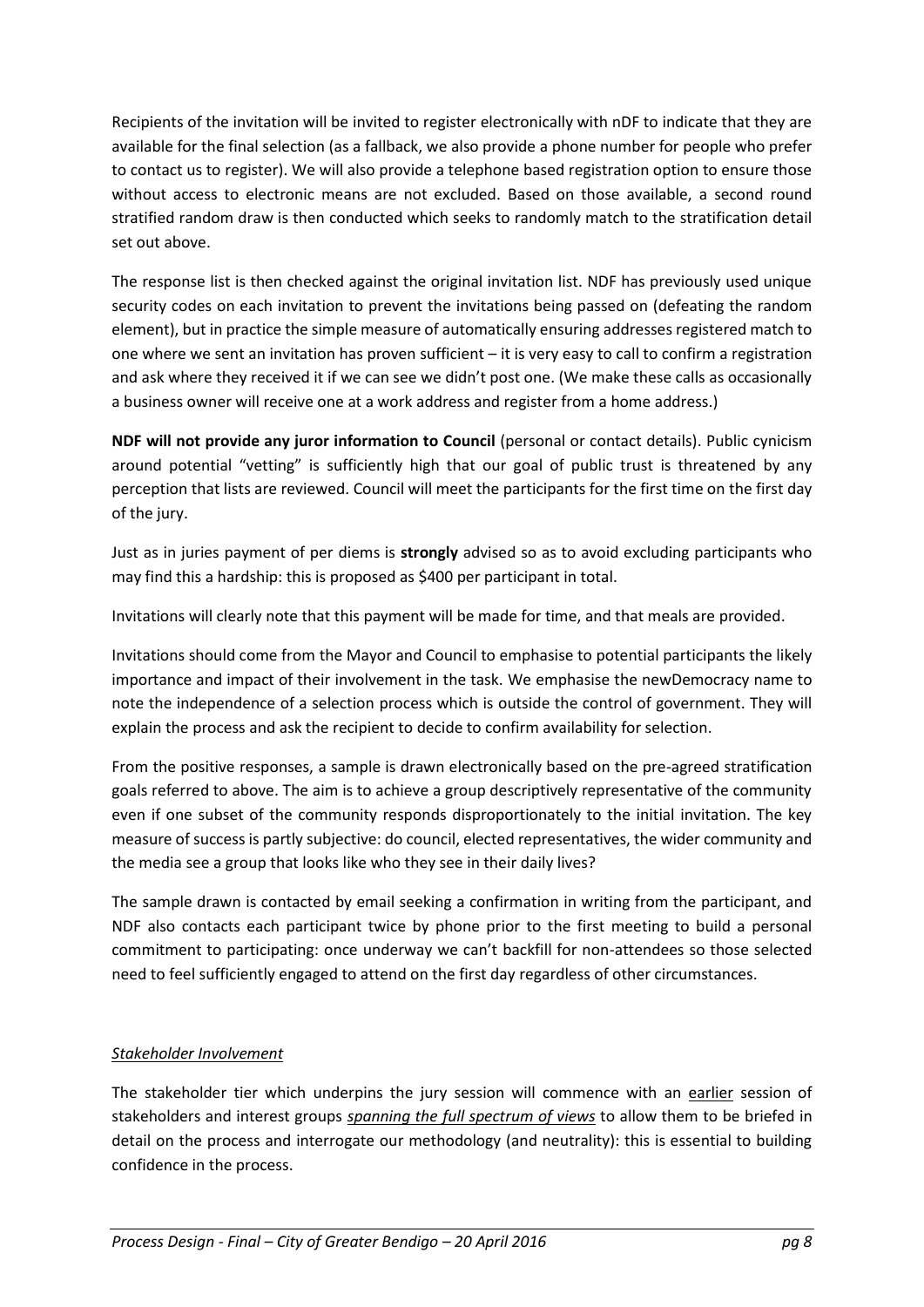Recipients of the invitation will be invited to register electronically with nDF to indicate that they are available for the final selection (as a fallback, we also provide a phone number for people who prefer to contact us to register). We will also provide a telephone based registration option to ensure those without access to electronic means are not excluded. Based on those available, a second round stratified random draw is then conducted which seeks to randomly match to the stratification detail set out above.

The response list is then checked against the original invitation list. NDF has previously used unique security codes on each invitation to prevent the invitations being passed on (defeating the random element), but in practice the simple measure of automatically ensuring addresses registered match to one where we sent an invitation has proven sufficient – it is very easy to call to confirm a registration and ask where they received it if we can see we didn't post one. (We make these calls as occasionally a business owner will receive one at a work address and register from a home address.)

**NDF will not provide any juror information to Council** (personal or contact details). Public cynicism around potential "vetting" is sufficiently high that our goal of public trust is threatened by any perception that lists are reviewed. Council will meet the participants for the first time on the first day of the jury.

Just as in juries payment of per diems is **strongly** advised so as to avoid excluding participants who may find this a hardship: this is proposed as $400 per participant in total.

Invitations will clearly note that this payment will be made for time, and that meals are provided.

Invitations should come from the Mayor and Council to emphasise to potential participants the likely importance and impact of their involvement in the task. We emphasise the newDemocracy name to note the independence of a selection process which is outside the control of government. They will explain the process and ask the recipient to decide to confirm availability for selection.

From the positive responses, a sample is drawn electronically based on the pre-agreed stratification goals referred to above. The aim is to achieve a group descriptively representative of the community even if one subset of the community responds disproportionately to the initial invitation. The key measure of success is partly subjective: do council, elected representatives, the wider community and the media see a group that looks like who they see in their daily lives?

The sample drawn is contacted by email seeking a confirmation in writing from the participant, and NDF also contacts each participant twice by phone prior to the first meeting to build a personal commitment to participating: once underway we can't backfill for non-attendees so those selected need to feel sufficiently engaged to attend on the first day regardless of other circumstances.

*Stakeholder Involvement*

The stakeholder tier which underpins the jury session will commence with an earlier session of stakeholders and interest groups ***spanning the full spectrum of views*** to allow them to be briefed in detail on the process and interrogate our methodology (and neutrality): this is essential to building confidence in the process.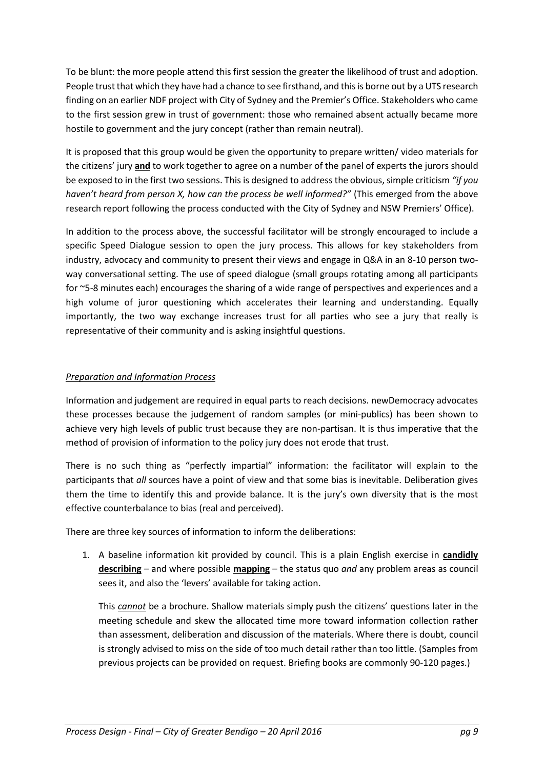To be blunt: the more people attend this first session the greater the likelihood of trust and adoption. People trust that which they have had a chance to see firsthand, and this is borne out by a UTS research finding on an earlier NDF project with City of Sydney and the Premier's Office. Stakeholders who came to the first session grew in trust of government: those who remained absent actually became more hostile to government and the jury concept (rather than remain neutral).

It is proposed that this group would be given the opportunity to prepare written/ video materials for the citizens' jury **and** to work together to agree on a number of the panel of experts the jurors should be exposed to in the first two sessions. This is designed to address the obvious, simple criticism *"if you haven't heard from person X, how can the process be well informed?"* (This emerged from the above research report following the process conducted with the City of Sydney and NSW Premiers' Office).

In addition to the process above, the successful facilitator will be strongly encouraged to include a specific Speed Dialogue session to open the jury process. This allows for key stakeholders from industry, advocacy and community to present their views and engage in Q&A in an 8-10 person two-way conversational setting. The use of speed dialogue (small groups rotating among all participants for ~5-8 minutes each) encourages the sharing of a wide range of perspectives and experiences and a high volume of juror questioning which accelerates their learning and understanding. Equally importantly, the two way exchange increases trust for all parties who see a jury that really is representative of their community and is asking insightful questions.

*Preparation and Information Process*

Information and judgement are required in equal parts to reach decisions. newDemocracy advocates these processes because the judgement of random samples (or mini-publics) has been shown to achieve very high levels of public trust because they are non-partisan. It is thus imperative that the method of provision of information to the policy jury does not erode that trust.

There is no such thing as "perfectly impartial" information: the facilitator will explain to the participants that *all* sources have a point of view and that some bias is inevitable. Deliberation gives them the time to identify this and provide balance. It is the jury's own diversity that is the most effective counterbalance to bias (real and perceived).

There are three key sources of information to inform the deliberations:

1. A baseline information kit provided by council. This is a plain English exercise in **candidly describing** – and where possible **mapping** – the status quo *and* any problem areas as council sees it, and also the 'levers' available for taking action.

   This *cannot* be a brochure. Shallow materials simply push the citizens' questions later in the meeting schedule and skew the allocated time more toward information collection rather than assessment, deliberation and discussion of the materials. Where there is doubt, council is strongly advised to miss on the side of too much detail rather than too little. (Samples from previous projects can be provided on request. Briefing books are commonly 90-120 pages.)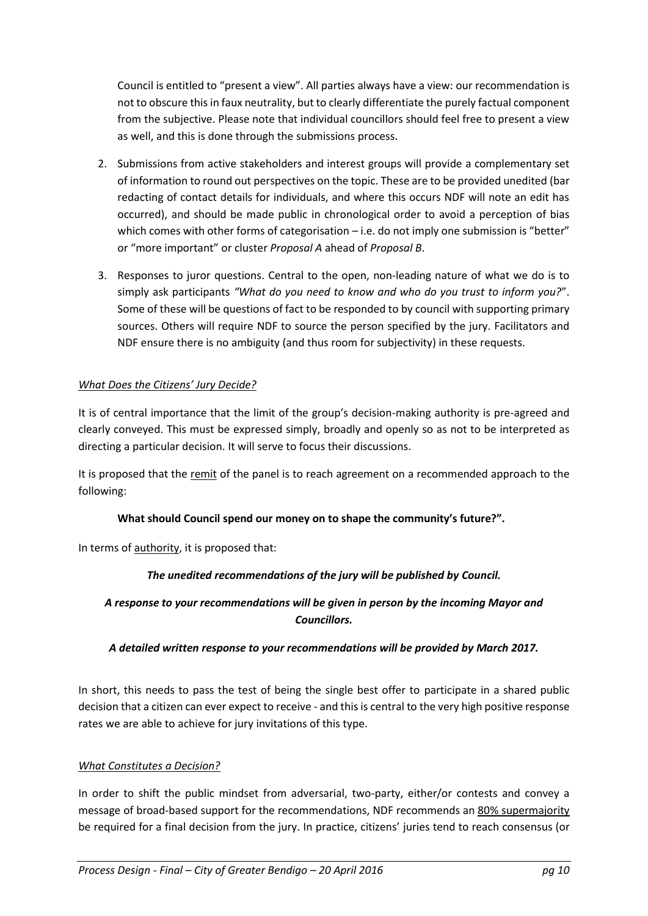Council is entitled to "present a view". All parties always have a view: our recommendation is not to obscure this in faux neutrality, but to clearly differentiate the purely factual component from the subjective. Please note that individual councillors should feel free to present a view as well, and this is done through the submissions process.

2. Submissions from active stakeholders and interest groups will provide a complementary set of information to round out perspectives on the topic. These are to be provided unedited (bar redacting of contact details for individuals, and where this occurs NDF will note an edit has occurred), and should be made public in chronological order to avoid a perception of bias which comes with other forms of categorisation – i.e. do not imply one submission is "better" or "more important" or cluster *Proposal A* ahead of *Proposal B*.
3. Responses to juror questions. Central to the open, non-leading nature of what we do is to simply ask participants *"What do you need to know and who do you trust to inform you?*". Some of these will be questions of fact to be responded to by council with supporting primary sources. Others will require NDF to source the person specified by the jury. Facilitators and NDF ensure there is no ambiguity (and thus room for subjectivity) in these requests.

*What Does the Citizens' Jury Decide?*

It is of central importance that the limit of the group's decision-making authority is pre-agreed and clearly conveyed. This must be expressed simply, broadly and openly so as not to be interpreted as directing a particular decision. It will serve to focus their discussions.

It is proposed that the remit of the panel is to reach agreement on a recommended approach to the following:

**What should Council spend our money on to shape the community's future?".**

In terms of authority, it is proposed that:

***The unedited recommendations of the jury will be published by Council.***

***A response to your recommendations will be given in person by the incoming Mayor and Councillors.***

***A detailed written response to your recommendations will be provided by March 2017.***

In short, this needs to pass the test of being the single best offer to participate in a shared public decision that a citizen can ever expect to receive - and this is central to the very high positive response rates we are able to achieve for jury invitations of this type.

*What Constitutes a Decision?*

In order to shift the public mindset from adversarial, two-party, either/or contests and convey a message of broad-based support for the recommendations, NDF recommends an 80% supermajority be required for a final decision from the jury. In practice, citizens' juries tend to reach consensus (or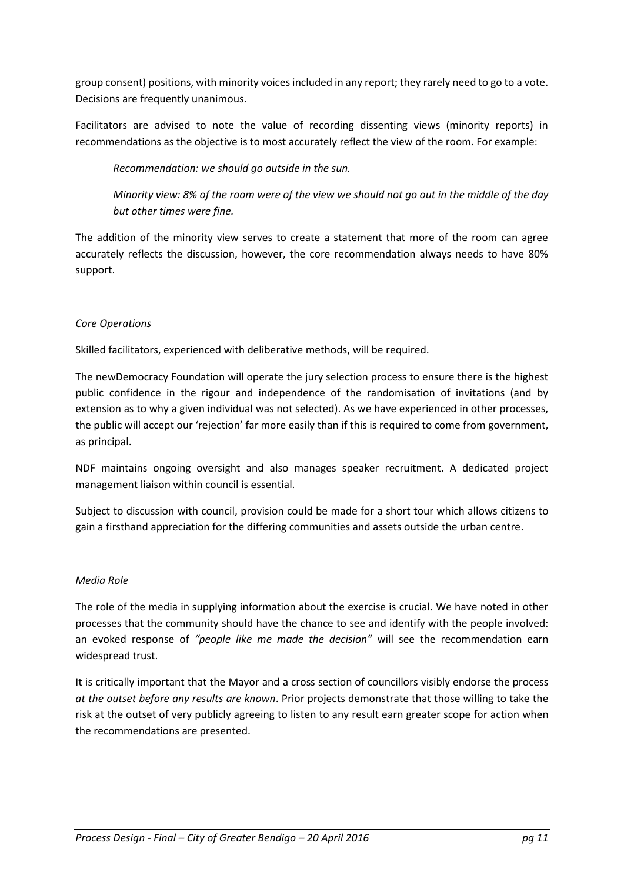group consent) positions, with minority voices included in any report; they rarely need to go to a vote. Decisions are frequently unanimous.

Facilitators are advised to note the value of recording dissenting views (minority reports) in recommendations as the objective is to most accurately reflect the view of the room. For example:

> *Recommendation: we should go outside in the sun.*
>
> *Minority view: 8% of the room were of the view we should not go out in the middle of the day but other times were fine.*

The addition of the minority view serves to create a statement that more of the room can agree accurately reflects the discussion, however, the core recommendation always needs to have 80% support.

*Core Operations*

Skilled facilitators, experienced with deliberative methods, will be required.

The newDemocracy Foundation will operate the jury selection process to ensure there is the highest public confidence in the rigour and independence of the randomisation of invitations (and by extension as to why a given individual was not selected). As we have experienced in other processes, the public will accept our 'rejection' far more easily than if this is required to come from government, as principal.

NDF maintains ongoing oversight and also manages speaker recruitment. A dedicated project management liaison within council is essential.

Subject to discussion with council, provision could be made for a short tour which allows citizens to gain a firsthand appreciation for the differing communities and assets outside the urban centre.

*Media Role*

The role of the media in supplying information about the exercise is crucial. We have noted in other processes that the community should have the chance to see and identify with the people involved: an evoked response of *"people like me made the decision"* will see the recommendation earn widespread trust.

It is critically important that the Mayor and a cross section of councillors visibly endorse the process *at the outset before any results are known*. Prior projects demonstrate that those willing to take the risk at the outset of very publicly agreeing to listen to any result earn greater scope for action when the recommendations are presented.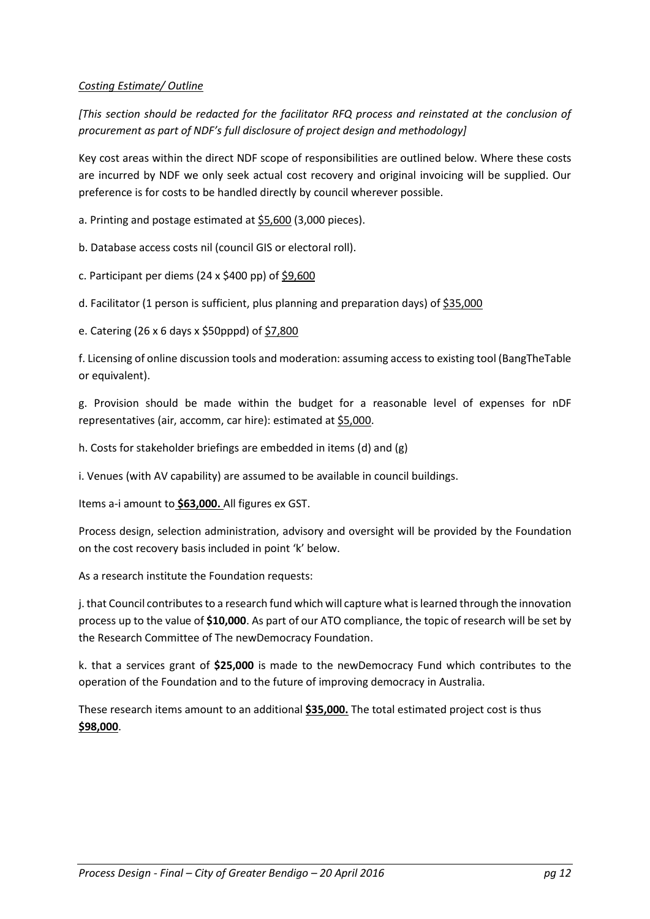*Costing Estimate/ Outline*

*[This section should be redacted for the facilitator RFQ process and reinstated at the conclusion of procurement as part of NDF's full disclosure of project design and methodology]*

Key cost areas within the direct NDF scope of responsibilities are outlined below. Where these costs are incurred by NDF we only seek actual cost recovery and original invoicing will be supplied. Our preference is for costs to be handled directly by council wherever possible.

a. Printing and postage estimated at <u>$5,600</u> (3,000 pieces).

b. Database access costs nil (council GIS or electoral roll).

c. Participant per diems (24 x $400 pp) of <u>$9,600</u>

d. Facilitator (1 person is sufficient, plus planning and preparation days) of <u>$35,000</u>

e. Catering (26 x 6 days x $50pppd) of <u>$7,800</u>

f. Licensing of online discussion tools and moderation: assuming access to existing tool (BangTheTable or equivalent).

g. Provision should be made within the budget for a reasonable level of expenses for nDF representatives (air, accomm, car hire): estimated at <u>$5,000</u>.

h. Costs for stakeholder briefings are embedded in items (d) and (g)

i. Venues (with AV capability) are assumed to be available in council buildings.

Items a-i amount to **<u>$63,000.</u>** All figures ex GST.

Process design, selection administration, advisory and oversight will be provided by the Foundation on the cost recovery basis included in point 'k' below.

As a research institute the Foundation requests:

j. that Council contributes to a research fund which will capture what is learned through the innovation process up to the value of **$10,000**. As part of our ATO compliance, the topic of research will be set by the Research Committee of The newDemocracy Foundation.

k. that a services grant of **$25,000** is made to the newDemocracy Fund which contributes to the operation of the Foundation and to the future of improving democracy in Australia.

These research items amount to an additional **<u>$35,000.</u>** The total estimated project cost is thus **<u>$98,000</u>**.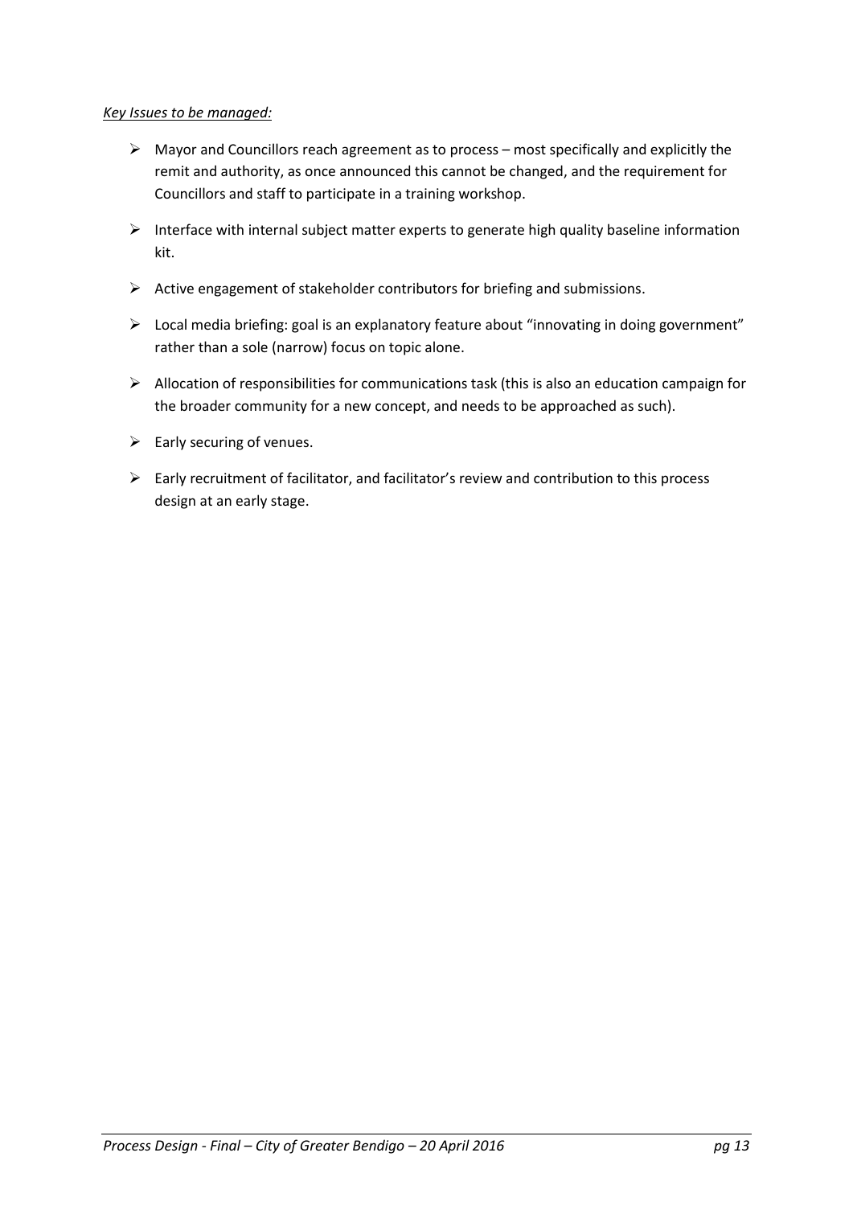*Key Issues to be managed:*

- Mayor and Councillors reach agreement as to process – most specifically and explicitly the remit and authority, as once announced this cannot be changed, and the requirement for Councillors and staff to participate in a training workshop.
- Interface with internal subject matter experts to generate high quality baseline information kit.
- Active engagement of stakeholder contributors for briefing and submissions.
- Local media briefing: goal is an explanatory feature about "innovating in doing government" rather than a sole (narrow) focus on topic alone.
- Allocation of responsibilities for communications task (this is also an education campaign for the broader community for a new concept, and needs to be approached as such).
- Early securing of venues.
- Early recruitment of facilitator, and facilitator's review and contribution to this process design at an early stage.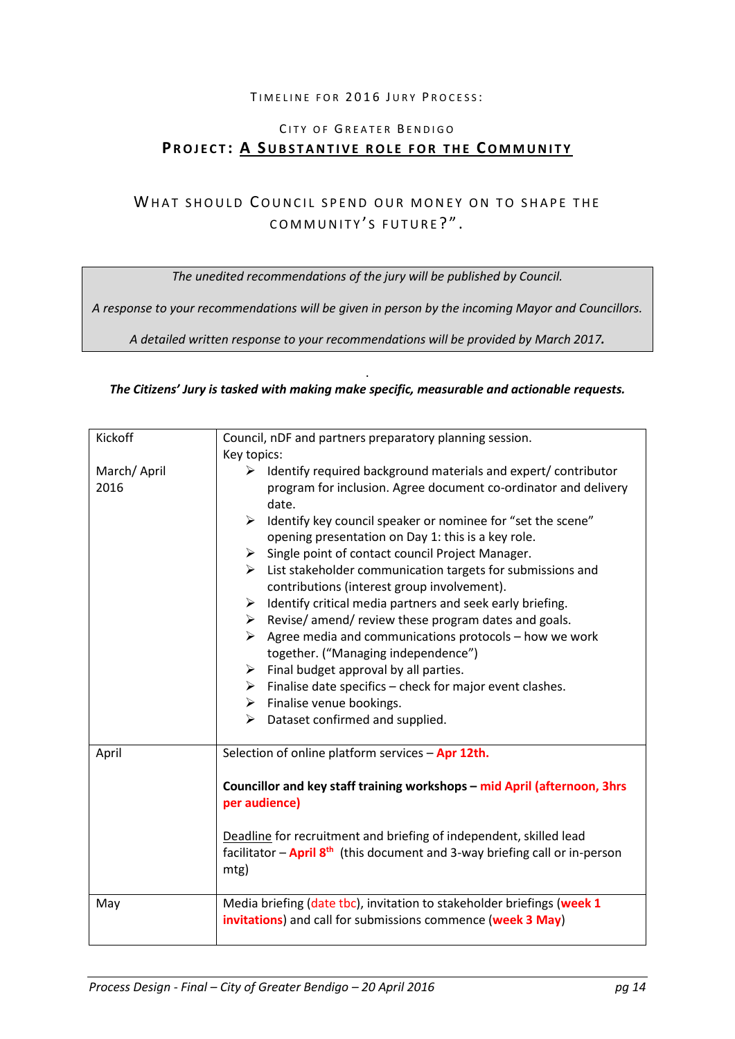Timeline for 2016 Jury Process:

City of Greater Bendigo

**Project: A Substantive role for the Community**

What should Council spend our money on to shape the community's future?".

*The unedited recommendations of the jury will be published by Council.*

*A response to your recommendations will be given in person by the incoming Mayor and Councillors.*

*A detailed written response to your recommendations will be provided by March 2017.*

.

***The Citizens' Jury is tasked with making make specific, measurable and actionable requests.***

| | |
|---|---|
| Kickoff<br><br>March/ April 2016 | Council, nDF and partners preparatory planning session.<br>Key topics:<br>➢ Identify required background materials and expert/ contributor program for inclusion. Agree document co-ordinator and delivery date.<br>➢ Identify key council speaker or nominee for "set the scene" opening presentation on Day 1: this is a key role.<br>➢ Single point of contact council Project Manager.<br>➢ List stakeholder communication targets for submissions and contributions (interest group involvement).<br>➢ Identify critical media partners and seek early briefing.<br>➢ Revise/ amend/ review these program dates and goals.<br>➢ Agree media and communications protocols – how we work together. ("Managing independence")<br>➢ Final budget approval by all parties.<br>➢ Finalise date specifics – check for major event clashes.<br>➢ Finalise venue bookings.<br>➢ Dataset confirmed and supplied. |
| April | Selection of online platform services – **Apr 12th.**<br><br>**Councillor and key staff training workshops – mid April (afternoon, 3hrs per audience)**<br><br>Deadline for recruitment and briefing of independent, skilled lead facilitator – **April 8th** (this document and 3-way briefing call or in-person mtg) |
| May | Media briefing (date tbc), invitation to stakeholder briefings (**week 1 invitations**) and call for submissions commence (**week 3 May**) |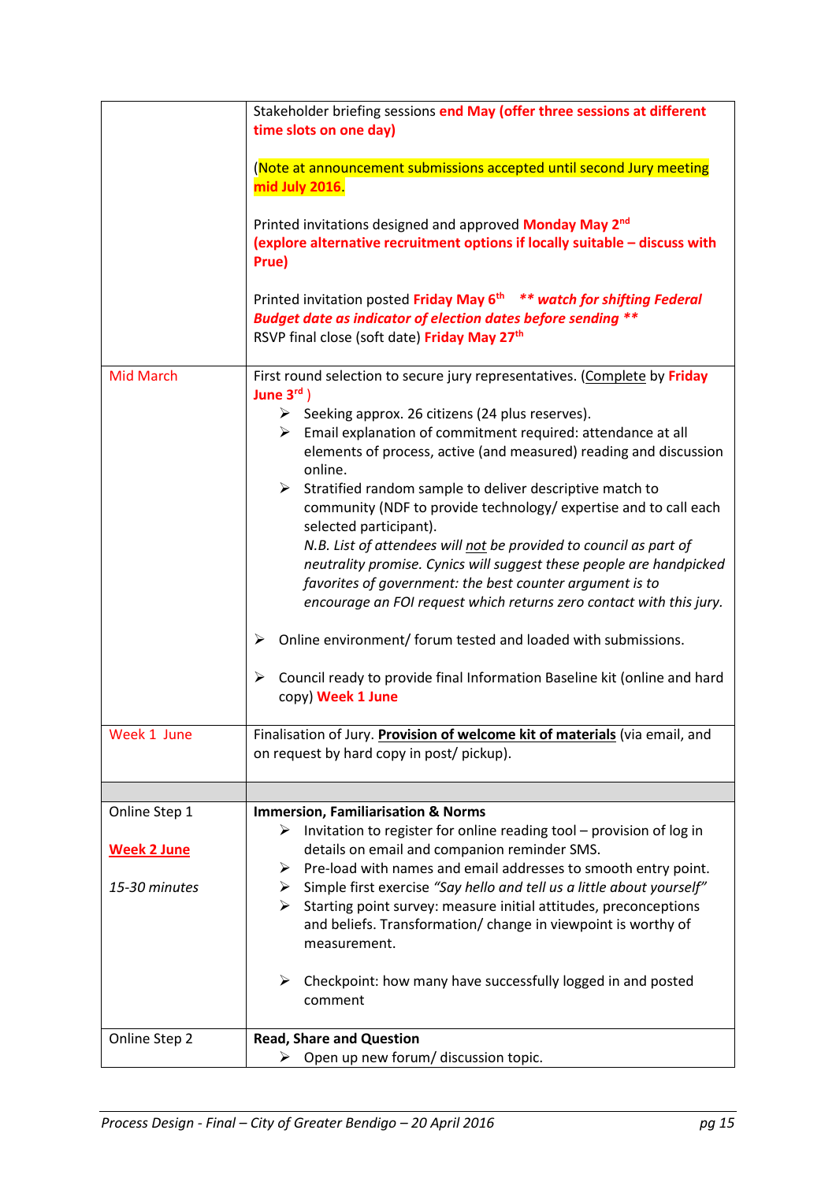| | |
|---|---|
| | Stakeholder briefing sessions **end May (offer three sessions at different time slots on one day)**<br><br>(Note at announcement submissions accepted until second Jury meeting **mid July 2016**.<br><br>Printed invitations designed and approved **Monday May 2nd** **(explore alternative recruitment options if locally suitable – discuss with Prue)**<br><br>Printed invitation posted **Friday May 6th** ***\*\* watch for shifting Federal Budget date as indicator of election dates before sending \*\****<br>RSVP final close (soft date) **Friday May 27th** |
| Mid March | First round selection to secure jury representatives. (Complete by **Friday June 3rd** )<br>➢ Seeking approx. 26 citizens (24 plus reserves).<br>➢ Email explanation of commitment required: attendance at all elements of process, active (and measured) reading and discussion online.<br>➢ Stratified random sample to deliver descriptive match to community (NDF to provide technology/ expertise and to call each selected participant).<br>*N.B. List of attendees will not be provided to council as part of neutrality promise. Cynics will suggest these people are handpicked favorites of government: the best counter argument is to encourage an FOI request which returns zero contact with this jury.*<br><br>➢ Online environment/ forum tested and loaded with submissions.<br><br>➢ Council ready to provide final Information Baseline kit (online and hard copy) **Week 1 June** |
| Week 1 June | Finalisation of Jury. **Provision of welcome kit of materials** (via email, and on request by hard copy in post/ pickup). |
| | |
| Online Step 1<br><br>**Week 2 June**<br><br>*15-30 minutes* | **Immersion, Familiarisation & Norms**<br>➢ Invitation to register for online reading tool – provision of log in details on email and companion reminder SMS.<br>➢ Pre-load with names and email addresses to smooth entry point.<br>➢ Simple first exercise *"Say hello and tell us a little about yourself"*<br>➢ Starting point survey: measure initial attitudes, preconceptions and beliefs. Transformation/ change in viewpoint is worthy of measurement.<br><br>➢ Checkpoint: how many have successfully logged in and posted comment |
| Online Step 2 | **Read, Share and Question**<br>➢ Open up new forum/ discussion topic. |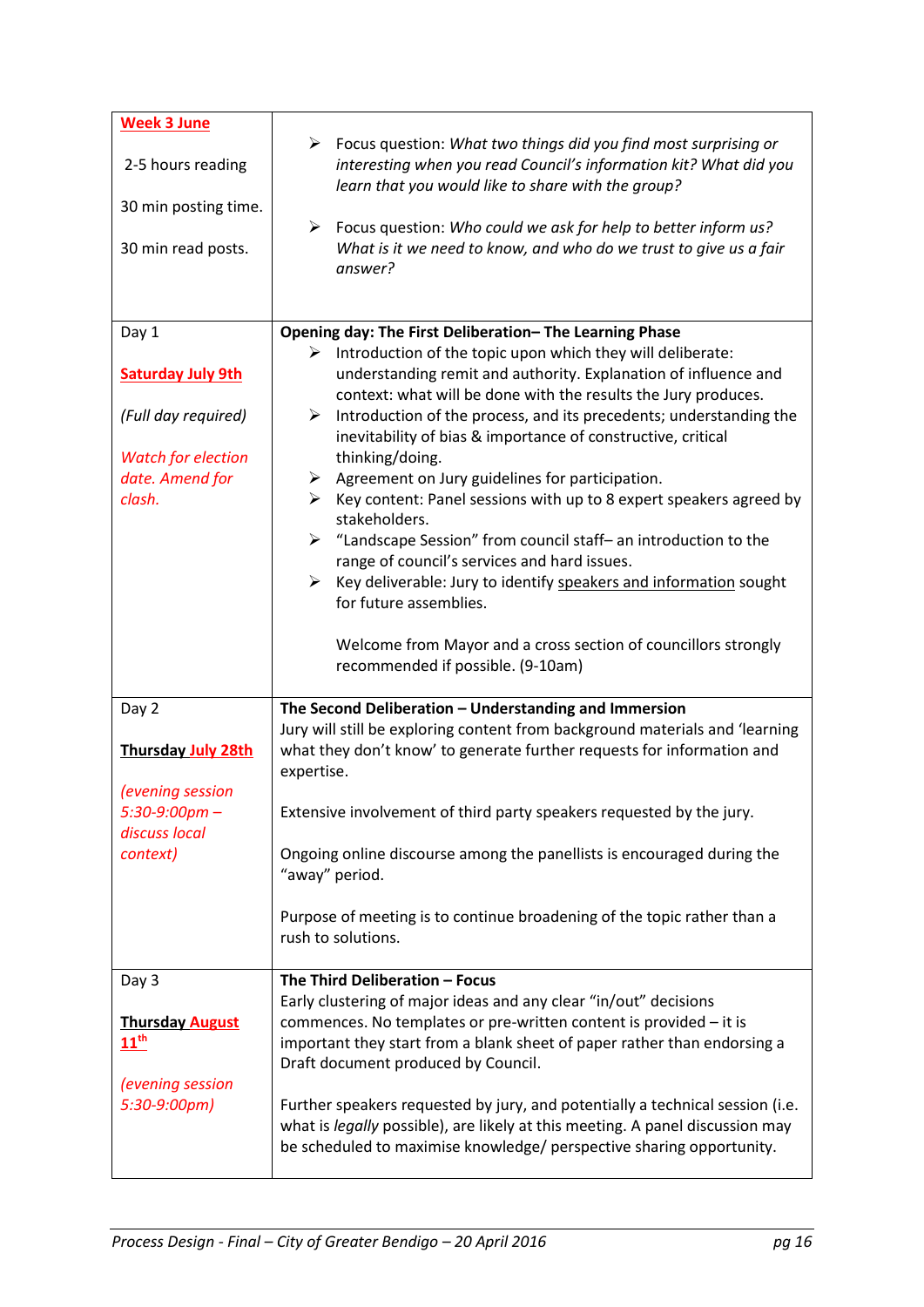| | |
|---|---|
| **Week 3 June**<br><br>2-5 hours reading<br><br>30 min posting time.<br><br>30 min read posts. | ➢ Focus question: *What two things did you find most surprising or interesting when you read Council's information kit? What did you learn that you would like to share with the group?*<br><br>➢ Focus question: *Who could we ask for help to better inform us? What is it we need to know, and who do we trust to give us a fair answer?* |
| Day 1<br><br>**Saturday July 9th**<br><br>*(Full day required)*<br><br>*Watch for election date. Amend for clash.* | **Opening day: The First Deliberation– The Learning Phase**<br>➢ Introduction of the topic upon which they will deliberate: understanding remit and authority. Explanation of influence and context: what will be done with the results the Jury produces.<br>➢ Introduction of the process, and its precedents; understanding the inevitability of bias & importance of constructive, critical thinking/doing.<br>➢ Agreement on Jury guidelines for participation.<br>➢ Key content: Panel sessions with up to 8 expert speakers agreed by stakeholders.<br>➢ "Landscape Session" from council staff– an introduction to the range of council's services and hard issues.<br>➢ Key deliverable: Jury to identify speakers and information sought for future assemblies.<br><br>Welcome from Mayor and a cross section of councillors strongly recommended if possible. (9-10am) |
| Day 2<br><br>**Thursday July 28th**<br><br>*(evening session 5:30-9:00pm – discuss local context)* | **The Second Deliberation – Understanding and Immersion**<br>Jury will still be exploring content from background materials and 'learning what they don't know' to generate further requests for information and expertise.<br><br>Extensive involvement of third party speakers requested by the jury.<br><br>Ongoing online discourse among the panellists is encouraged during the "away" period.<br><br>Purpose of meeting is to continue broadening of the topic rather than a rush to solutions. |
| Day 3<br><br>**Thursday August 11th**<br><br>*(evening session 5:30-9:00pm)* | **The Third Deliberation – Focus**<br>Early clustering of major ideas and any clear "in/out" decisions commences. No templates or pre-written content is provided – it is important they start from a blank sheet of paper rather than endorsing a Draft document produced by Council.<br><br>Further speakers requested by jury, and potentially a technical session (i.e. what is *legally* possible), are likely at this meeting. A panel discussion may be scheduled to maximise knowledge/ perspective sharing opportunity. |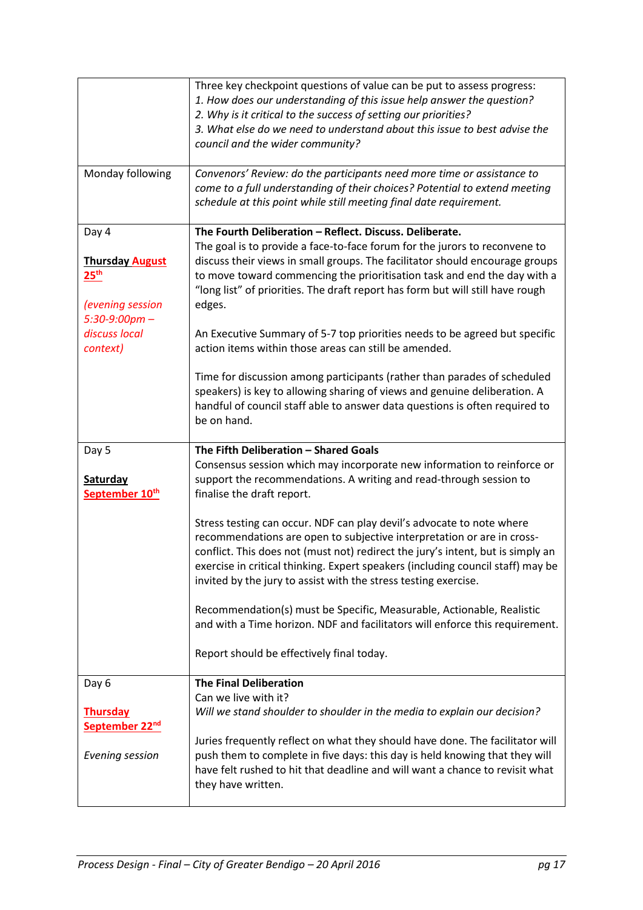| | |
|---|---|
| | Three key checkpoint questions of value can be put to assess progress:<br>*1. How does our understanding of this issue help answer the question?*<br>*2. Why is it critical to the success of setting our priorities?*<br>*3. What else do we need to understand about this issue to best advise the council and the wider community?* |
| Monday following | *Convenors' Review: do the participants need more time or assistance to come to a full understanding of their choices? Potential to extend meeting schedule at this point while still meeting final date requirement.* |
| Day 4<br><br>**Thursday August 25th**<br><br>*(evening session 5:30-9:00pm – discuss local context)* | **The Fourth Deliberation – Reflect. Discuss. Deliberate.**<br>The goal is to provide a face-to-face forum for the jurors to reconvene to discuss their views in small groups. The facilitator should encourage groups to move toward commencing the prioritisation task and end the day with a "long list" of priorities. The draft report has form but will still have rough edges.<br><br>An Executive Summary of 5-7 top priorities needs to be agreed but specific action items within those areas can still be amended.<br><br>Time for discussion among participants (rather than parades of scheduled speakers) is key to allowing sharing of views and genuine deliberation. A handful of council staff able to answer data questions is often required to be on hand. |
| Day 5<br><br>**Saturday September 10th** | **The Fifth Deliberation – Shared Goals**<br>Consensus session which may incorporate new information to reinforce or support the recommendations. A writing and read-through session to finalise the draft report.<br><br>Stress testing can occur. NDF can play devil's advocate to note where recommendations are open to subjective interpretation or are in cross-conflict. This does not (must not) redirect the jury's intent, but is simply an exercise in critical thinking. Expert speakers (including council staff) may be invited by the jury to assist with the stress testing exercise.<br><br>Recommendation(s) must be Specific, Measurable, Actionable, Realistic and with a Time horizon. NDF and facilitators will enforce this requirement.<br><br>Report should be effectively final today. |
| Day 6<br><br>**Thursday September 22nd**<br><br>*Evening session* | **The Final Deliberation**<br>Can we live with it?<br>*Will we stand shoulder to shoulder in the media to explain our decision?*<br><br>Juries frequently reflect on what they should have done. The facilitator will push them to complete in five days: this day is held knowing that they will have felt rushed to hit that deadline and will want a chance to revisit what they have written. |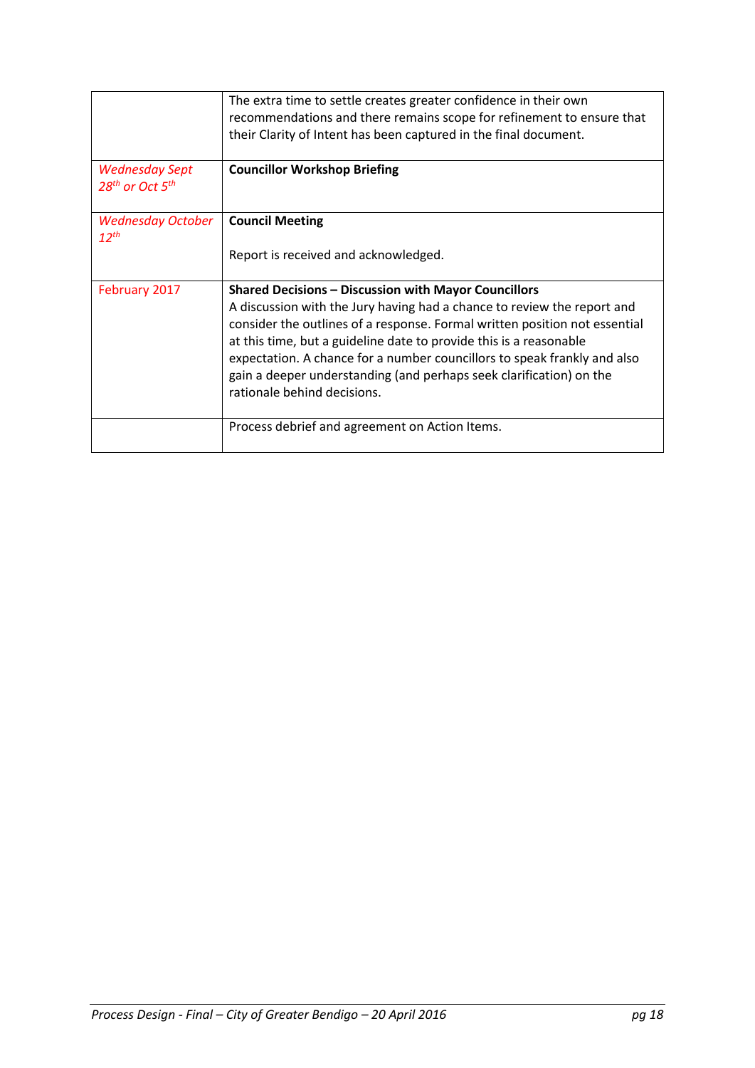| | |
|---|---|
| | The extra time to settle creates greater confidence in their own recommendations and there remains scope for refinement to ensure that their Clarity of Intent has been captured in the final document. |
| *Wednesday Sept 28th or Oct 5th* | **Councillor Workshop Briefing** |
| *Wednesday October 12th* | **Council Meeting**<br><br>Report is received and acknowledged. |
| February 2017 | **Shared Decisions – Discussion with Mayor Councillors**<br>A discussion with the Jury having had a chance to review the report and consider the outlines of a response. Formal written position not essential at this time, but a guideline date to provide this is a reasonable expectation. A chance for a number councillors to speak frankly and also gain a deeper understanding (and perhaps seek clarification) on the rationale behind decisions. |
| | Process debrief and agreement on Action Items. |